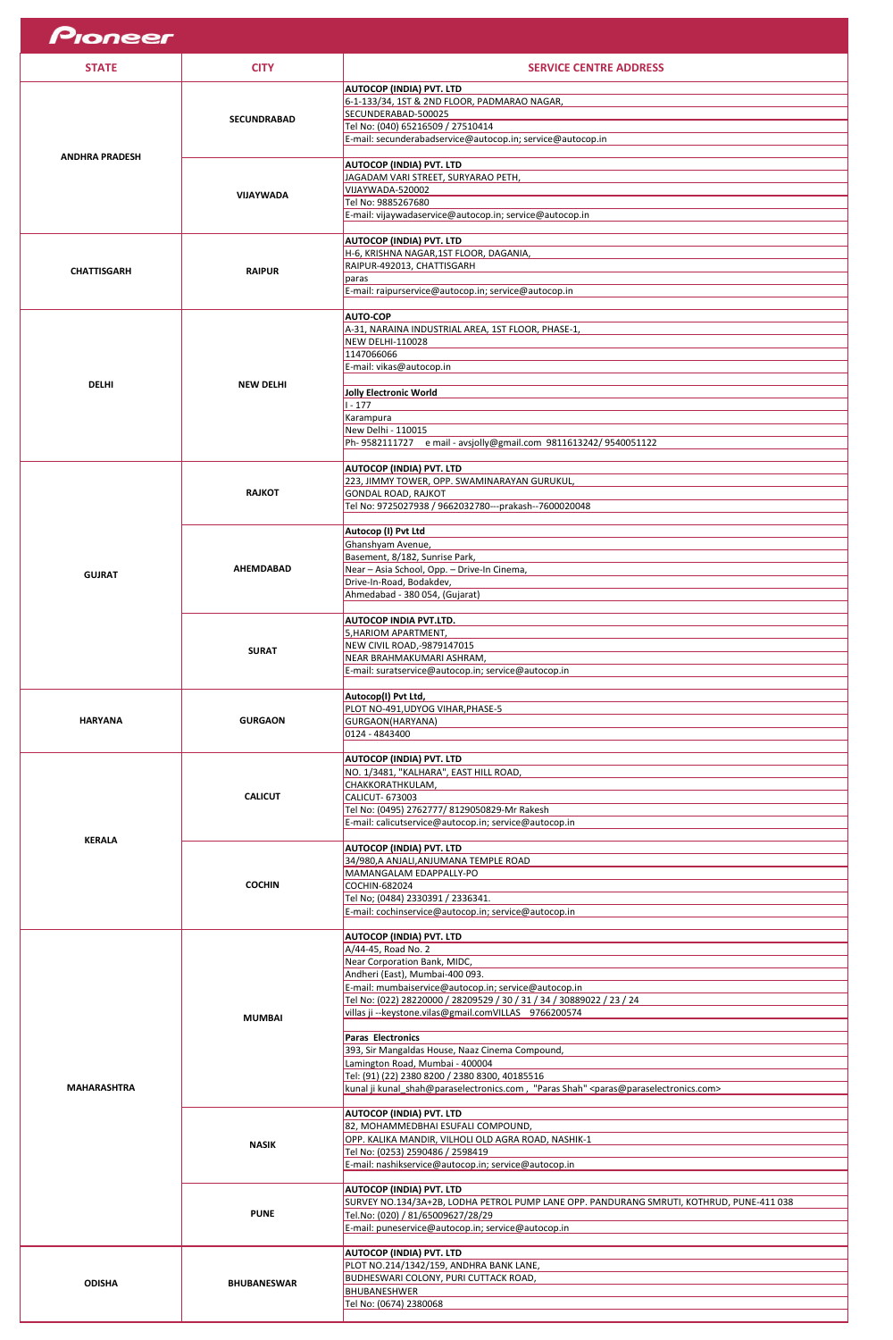# Pioneer

| STATE | CITY | SERVICE CENTRE ADDRESS |
|---|---|---|
| ANDHRA PRADESH | SECUNDRABAD | **AUTOCOP (INDIA) PVT. LTD**<br>6-1-133/34, 1ST & 2ND FLOOR, PADMARAO NAGAR,<br>SECUNDERABAD-500025<br>Tel No: (040) 65216509 / 27510414<br>E-mail: secunderabadservice@autocop.in; service@autocop.in |
| | VIJAYWADA | **AUTOCOP (INDIA) PVT. LTD**<br>JAGADAM VARI STREET, SURYARAO PETH,<br>VIJAYWADA-520002<br>Tel No: 9885267680<br>E-mail: vijaywadaservice@autocop.in; service@autocop.in |
| CHATTISGARH | RAIPUR | **AUTOCOP (INDIA) PVT. LTD**<br>H-6, KRISHNA NAGAR,1ST FLOOR, DAGANIA,<br>RAIPUR-492013, CHATTISGARH<br>paras<br>E-mail: raipurservice@autocop.in; service@autocop.in |
| DELHI | NEW DELHI | **AUTO-COP**<br>A-31, NARAINA INDUSTRIAL AREA, 1ST FLOOR, PHASE-1,<br>NEW DELHI-110028<br>1147066066<br>E-mail: vikas@autocop.in<br><br>**Jolly Electronic World**<br>I - 177<br>Karampura<br>New Delhi - 110015<br>Ph- 9582111727 e mail - avsjolly@gmail.com 9811613242/ 9540051122 |
| GUJRAT | RAJKOT | **AUTOCOP (INDIA) PVT. LTD**<br>223, JIMMY TOWER, OPP. SWAMINARAYAN GURUKUL,<br>GONDAL ROAD, RAJKOT<br>Tel No: 9725027938 / 9662032780---prakash--7600020048 |
| | AHEMDABAD | **Autocop (I) Pvt Ltd**<br>Ghanshyam Avenue,<br>Basement, 8/182, Sunrise Park,<br>Near – Asia School, Opp. – Drive-In Cinema,<br>Drive-In-Road, Bodakdev,<br>Ahmedabad - 380 054, (Gujarat) |
| | SURAT | **AUTOCOP INDIA PVT.LTD.**<br>5,HARIOM APARTMENT,<br>NEW CIVIL ROAD,-9879147015<br>NEAR BRAHMAKUMARI ASHRAM,<br>E-mail: suratservice@autocop.in; service@autocop.in |
| HARYANA | GURGAON | **Autocop(I) Pvt Ltd,**<br>PLOT NO-491,UDYOG VIHAR,PHASE-5<br>GURGAON(HARYANA)<br>0124 - 4843400 |
| KERALA | CALICUT | **AUTOCOP (INDIA) PVT. LTD**<br>NO. 1/3481, "KALHARA", EAST HILL ROAD,<br>CHAKKORATHKULAM,<br>CALICUT- 673003<br>Tel No: (0495) 2762777/ 8129050829-Mr Rakesh<br>E-mail: calicutservice@autocop.in; service@autocop.in |
| | COCHIN | **AUTOCOP (INDIA) PVT. LTD**<br>34/980,A ANJALI,ANJUMANA TEMPLE ROAD<br>MAMANGALAM EDAPPALLY-PO<br>COCHIN-682024<br>Tel No; (0484) 2330391 / 2336341.<br>E-mail: cochinservice@autocop.in; service@autocop.in |
| MAHARASHTRA | MUMBAI | **AUTOCOP (INDIA) PVT. LTD**<br>A/44-45, Road No. 2<br>Near Corporation Bank, MIDC,<br>Andheri (East), Mumbai-400 093.<br>E-mail: mumbaiservice@autocop.in; service@autocop.in<br>Tel No: (022) 28220000 / 28209529 / 30 / 31 / 34 / 30889022 / 23 / 24<br>villas ji --keystone.vilas@gmail.comVILLAS 9766200574<br><br>**Paras Electronics**<br>393, Sir Mangaldas House, Naaz Cinema Compound,<br>Lamington Road, Mumbai - 400004<br>Tel: (91) (22) 2380 8200 / 2380 8300, 40185516<br>kunal ji kunal_shah@paraselectronics.com , "Paras Shah" <paras@paraselectronics.com> |
| | NASIK | **AUTOCOP (INDIA) PVT. LTD**<br>82, MOHAMMEDBHAI ESUFALI COMPOUND,<br>OPP. KALIKA MANDIR, VILHOLI OLD AGRA ROAD, NASHIK-1<br>Tel No: (0253) 2590486 / 2598419<br>E-mail: nashikservice@autocop.in; service@autocop.in |
| | PUNE | **AUTOCOP (INDIA) PVT. LTD**<br>SURVEY NO.134/3A+2B, LODHA PETROL PUMP LANE OPP. PANDURANG SMRUTI, KOTHRUD, PUNE-411 038<br>Tel.No: (020) / 81/65009627/28/29<br>E-mail: puneservice@autocop.in; service@autocop.in |
| ODISHA | BHUBANESWAR | **AUTOCOP (INDIA) PVT. LTD**<br>PLOT NO.214/1342/159, ANDHRA BANK LANE,<br>BUDHESWARI COLONY, PURI CUTTACK ROAD,<br>BHUBANESHWER<br>Tel No: (0674) 2380068 |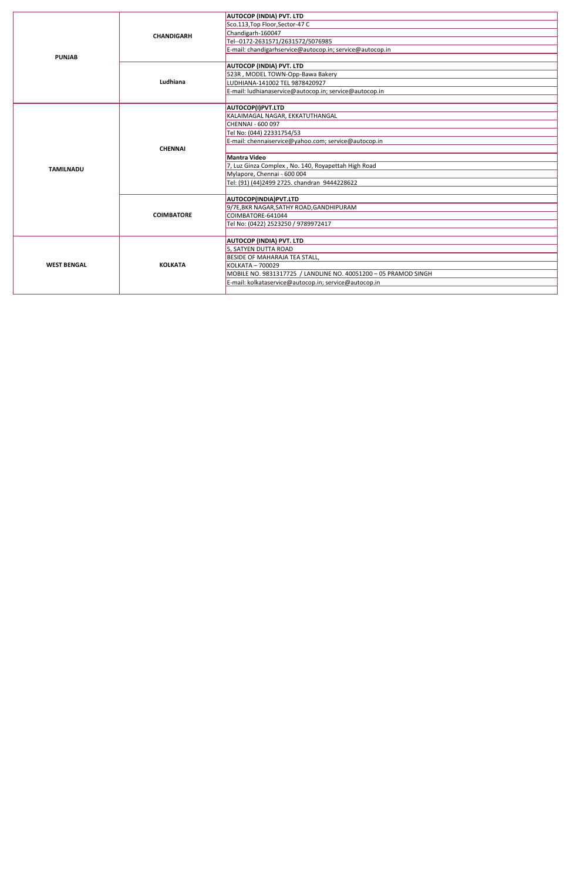| | | |
|---|---|---|
| **PUNJAB** | **CHANDIGARH** | **AUTOCOP (INDIA) PVT. LTD** |
| | | Sco.113,Top Floor,Sector-47 C |
| | | Chandigarh-160047 |
| | | Tel--0172-2631571/2631572/5076985 |
| | | E-mail: chandigarhservice@autocop.in; service@autocop.in |
| | **Ludhiana** | **AUTOCOP (INDIA) PVT. LTD** |
| | | 523R , MODEL TOWN-Opp-Bawa Bakery |
| | | LUDHIANA-141002 TEL 9878420927 |
| | | E-mail: ludhianaservice@autocop.in; service@autocop.in |
| **TAMILNADU** | **CHENNAI** | **AUTOCOP(I)PVT.LTD** |
| | | KALAIMAGAL NAGAR, EKKATUTHANGAL |
| | | CHENNAI - 600 097 |
| | | Tel No: (044) 22331754/53 |
| | | E-mail: chennaiservice@yahoo.com; service@autocop.in |
| | | **Mantra Video** |
| | | 7, Luz Ginza Complex , No. 140, Royapettah High Road |
| | | Mylapore, Chennai - 600 004 |
| | | Tel: (91) (44)2499 2725. chandran 9444228622 |
| | **COIMBATORE** | **AUTOCOP(INDIA)PVT.LTD** |
| | | 9/7E,BKR NAGAR,SATHY ROAD,GANDHIPURAM |
| | | COIMBATORE-641044 |
| | | Tel No: (0422) 2523250 / 9789972417 |
| **WEST BENGAL** | **KOLKATA** | **AUTOCOP (INDIA) PVT. LTD** |
| | | 5, SATYEN DUTTA ROAD |
| | | BESIDE OF MAHARAJA TEA STALL, |
| | | KOLKATA – 700029 |
| | | MOBILE NO. 9831317725 / LANDLINE NO. 40051200 – 05 PRAMOD SINGH |
| | | E-mail: kolkataservice@autocop.in; service@autocop.in |